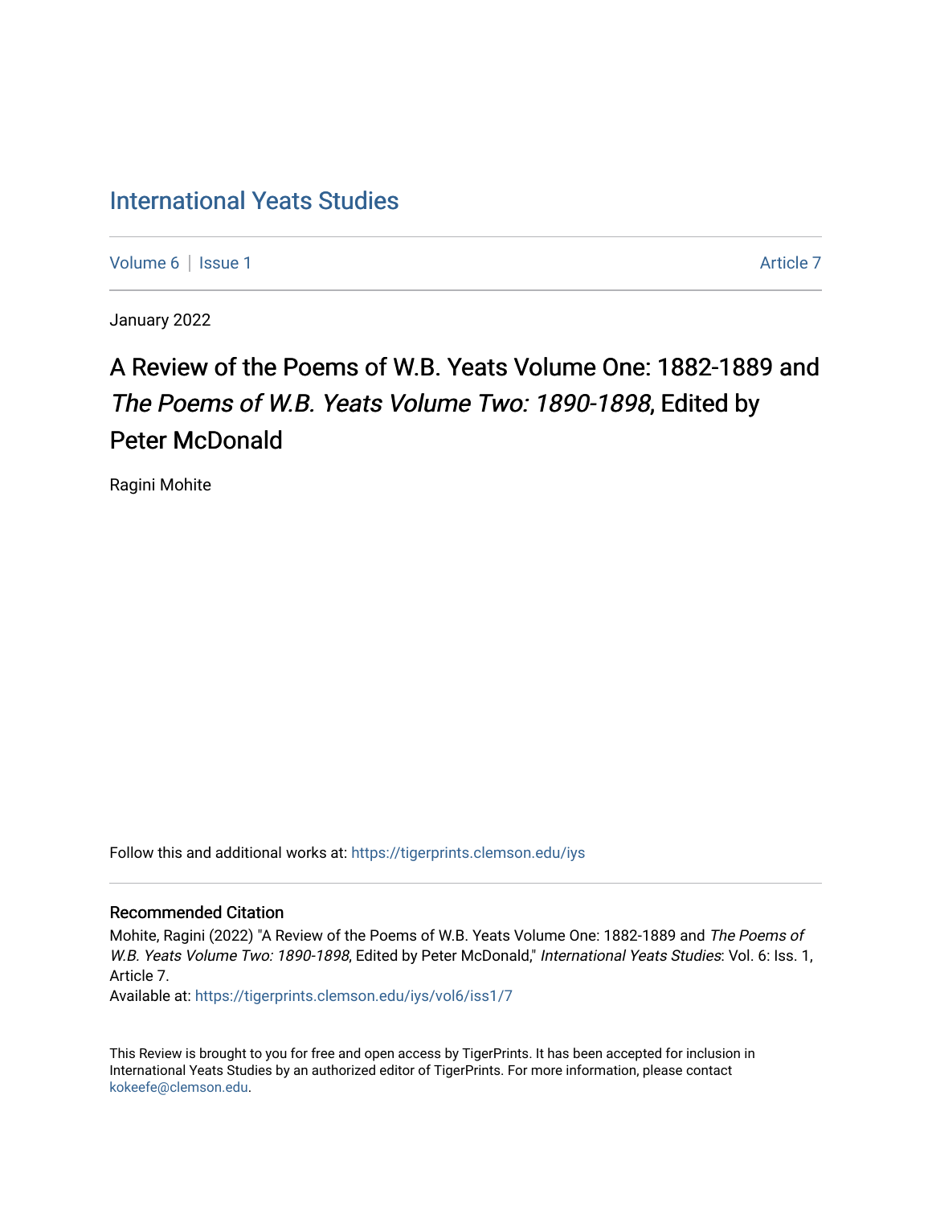International Yeats Studies

Volume 6 | Issue 1 | Article 7

January 2022

# A Review of the Poems of W.B. Yeats Volume One: 1882-1889 and *The Poems of W.B. Yeats Volume Two: 1890-1898*, Edited by Peter McDonald

Ragini Mohite

Follow this and additional works at: https://tigerprints.clemson.edu/iys

## Recommended Citation

Mohite, Ragini (2022) "A Review of the Poems of W.B. Yeats Volume One: 1882-1889 and *The Poems of W.B. Yeats Volume Two: 1890-1898*, Edited by Peter McDonald," *International Yeats Studies*: Vol. 6: Iss. 1, Article 7.

Available at: https://tigerprints.clemson.edu/iys/vol6/iss1/7

This Review is brought to you for free and open access by TigerPrints. It has been accepted for inclusion in International Yeats Studies by an authorized editor of TigerPrints. For more information, please contact kokeefe@clemson.edu.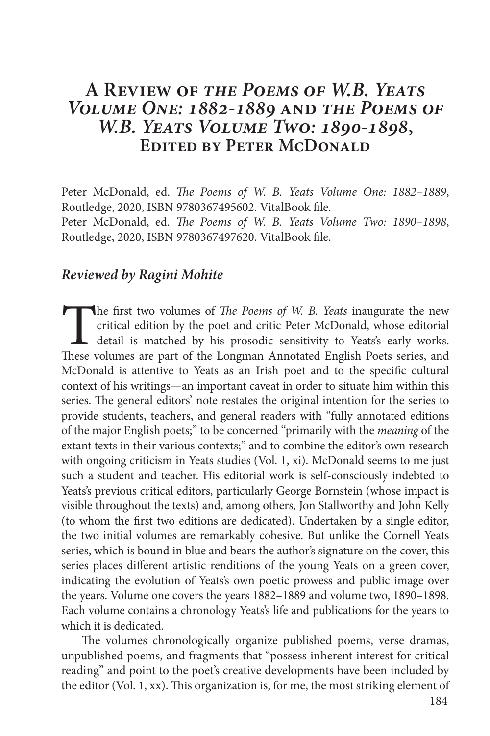# A Review of *the Poems of W.B. Yeats Volume One: 1882-1889* and *the Poems of W.B. Yeats Volume Two: 1890-1898*, Edited by Peter McDonald

Peter McDonald, ed. *The Poems of W. B. Yeats Volume One: 1882–1889*, Routledge, 2020, ISBN 9780367495602. VitalBook file.
Peter McDonald, ed. *The Poems of W. B. Yeats Volume Two: 1890–1898*, Routledge, 2020, ISBN 9780367497620. VitalBook file.

### *Reviewed by Ragini Mohite*

The first two volumes of *The Poems of W. B. Yeats* inaugurate the new critical edition by the poet and critic Peter McDonald, whose editorial detail is matched by his prosodic sensitivity to Yeats's early works. These volumes are part of the Longman Annotated English Poets series, and McDonald is attentive to Yeats as an Irish poet and to the specific cultural context of his writings—an important caveat in order to situate him within this series. The general editors' note restates the original intention for the series to provide students, teachers, and general readers with "fully annotated editions of the major English poets;" to be concerned "primarily with the *meaning* of the extant texts in their various contexts;" and to combine the editor's own research with ongoing criticism in Yeats studies (Vol. 1, xi). McDonald seems to me just such a student and teacher. His editorial work is self-consciously indebted to Yeats's previous critical editors, particularly George Bornstein (whose impact is visible throughout the texts) and, among others, Jon Stallworthy and John Kelly (to whom the first two editions are dedicated). Undertaken by a single editor, the two initial volumes are remarkably cohesive. But unlike the Cornell Yeats series, which is bound in blue and bears the author's signature on the cover, this series places different artistic renditions of the young Yeats on a green cover, indicating the evolution of Yeats's own poetic prowess and public image over the years. Volume one covers the years 1882–1889 and volume two, 1890–1898. Each volume contains a chronology Yeats's life and publications for the years to which it is dedicated.

The volumes chronologically organize published poems, verse dramas, unpublished poems, and fragments that "possess inherent interest for critical reading" and point to the poet's creative developments have been included by the editor (Vol. 1, xx). This organization is, for me, the most striking element of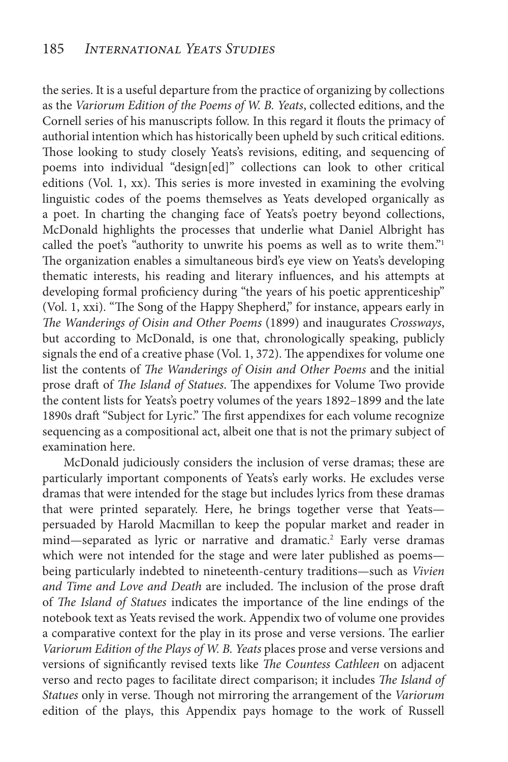the series. It is a useful departure from the practice of organizing by collections as the *Variorum Edition of the Poems of W. B. Yeats*, collected editions, and the Cornell series of his manuscripts follow. In this regard it flouts the primacy of authorial intention which has historically been upheld by such critical editions. Those looking to study closely Yeats's revisions, editing, and sequencing of poems into individual "design[ed]" collections can look to other critical editions (Vol. 1, xx). This series is more invested in examining the evolving linguistic codes of the poems themselves as Yeats developed organically as a poet. In charting the changing face of Yeats's poetry beyond collections, McDonald highlights the processes that underlie what Daniel Albright has called the poet's "authority to unwrite his poems as well as to write them."[1] The organization enables a simultaneous bird's eye view on Yeats's developing thematic interests, his reading and literary influences, and his attempts at developing formal proficiency during "the years of his poetic apprenticeship" (Vol. 1, xxi). "The Song of the Happy Shepherd," for instance, appears early in *The Wanderings of Oisin and Other Poems* (1899) and inaugurates *Crossways*, but according to McDonald, is one that, chronologically speaking, publicly signals the end of a creative phase (Vol. 1, 372). The appendixes for volume one list the contents of *The Wanderings of Oisin and Other Poems* and the initial prose draft of *The Island of Statues*. The appendixes for Volume Two provide the content lists for Yeats's poetry volumes of the years 1892–1899 and the late 1890s draft "Subject for Lyric." The first appendixes for each volume recognize sequencing as a compositional act, albeit one that is not the primary subject of examination here.

McDonald judiciously considers the inclusion of verse dramas; these are particularly important components of Yeats's early works. He excludes verse dramas that were intended for the stage but includes lyrics from these dramas that were printed separately. Here, he brings together verse that Yeats—persuaded by Harold Macmillan to keep the popular market and reader in mind—separated as lyric or narrative and dramatic.[2] Early verse dramas which were not intended for the stage and were later published as poems—being particularly indebted to nineteenth-century traditions—such as *Vivien and Time and Love and Death* are included. The inclusion of the prose draft of *The Island of Statues* indicates the importance of the line endings of the notebook text as Yeats revised the work. Appendix two of volume one provides a comparative context for the play in its prose and verse versions. The earlier *Variorum Edition of the Plays of W. B. Yeats* places prose and verse versions and versions of significantly revised texts like *The Countess Cathleen* on adjacent verso and recto pages to facilitate direct comparison; it includes *The Island of Statues* only in verse. Though not mirroring the arrangement of the *Variorum* edition of the plays, this Appendix pays homage to the work of Russell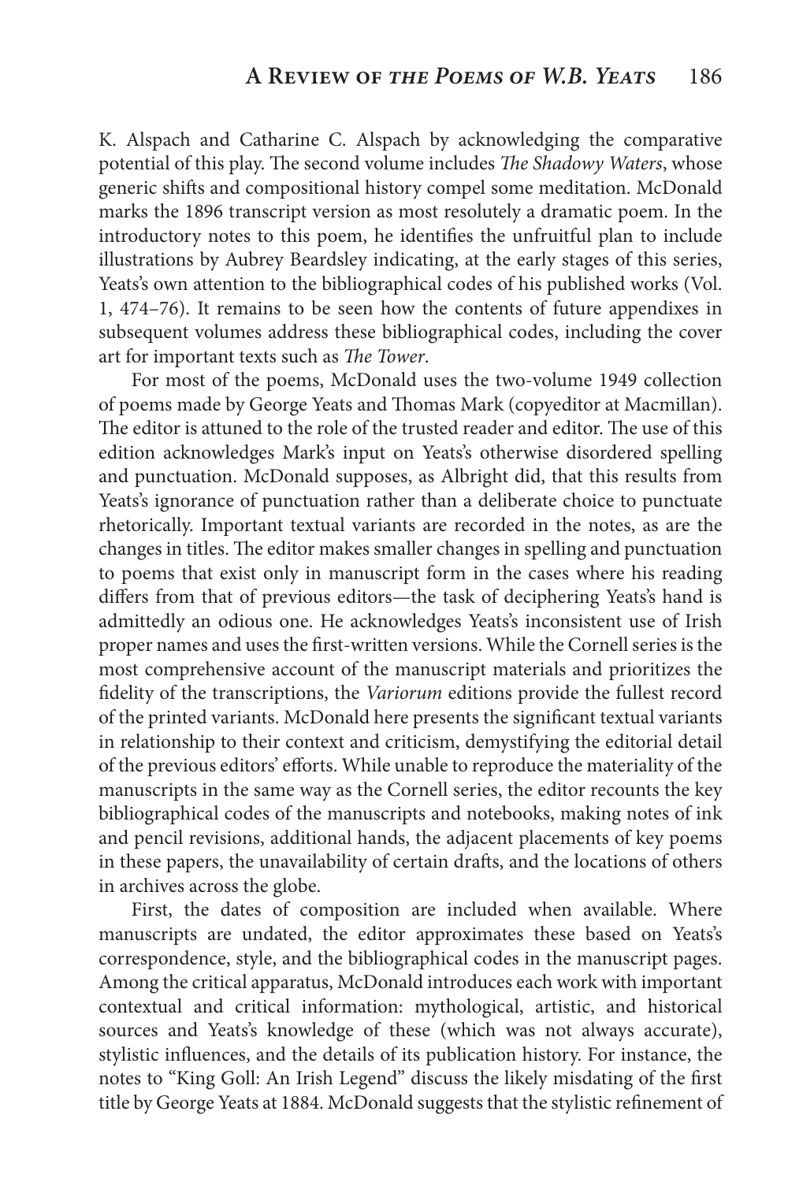K. Alspach and Catharine C. Alspach by acknowledging the comparative potential of this play. The second volume includes *The Shadowy Waters*, whose generic shifts and compositional history compel some meditation. McDonald marks the 1896 transcript version as most resolutely a dramatic poem. In the introductory notes to this poem, he identifies the unfruitful plan to include illustrations by Aubrey Beardsley indicating, at the early stages of this series, Yeats's own attention to the bibliographical codes of his published works (Vol. 1, 474–76). It remains to be seen how the contents of future appendixes in subsequent volumes address these bibliographical codes, including the cover art for important texts such as *The Tower*.

For most of the poems, McDonald uses the two-volume 1949 collection of poems made by George Yeats and Thomas Mark (copyeditor at Macmillan). The editor is attuned to the role of the trusted reader and editor. The use of this edition acknowledges Mark's input on Yeats's otherwise disordered spelling and punctuation. McDonald supposes, as Albright did, that this results from Yeats's ignorance of punctuation rather than a deliberate choice to punctuate rhetorically. Important textual variants are recorded in the notes, as are the changes in titles. The editor makes smaller changes in spelling and punctuation to poems that exist only in manuscript form in the cases where his reading differs from that of previous editors—the task of deciphering Yeats's hand is admittedly an odious one. He acknowledges Yeats's inconsistent use of Irish proper names and uses the first-written versions. While the Cornell series is the most comprehensive account of the manuscript materials and prioritizes the fidelity of the transcriptions, the *Variorum* editions provide the fullest record of the printed variants. McDonald here presents the significant textual variants in relationship to their context and criticism, demystifying the editorial detail of the previous editors' efforts. While unable to reproduce the materiality of the manuscripts in the same way as the Cornell series, the editor recounts the key bibliographical codes of the manuscripts and notebooks, making notes of ink and pencil revisions, additional hands, the adjacent placements of key poems in these papers, the unavailability of certain drafts, and the locations of others in archives across the globe.

First, the dates of composition are included when available. Where manuscripts are undated, the editor approximates these based on Yeats's correspondence, style, and the bibliographical codes in the manuscript pages. Among the critical apparatus, McDonald introduces each work with important contextual and critical information: mythological, artistic, and historical sources and Yeats's knowledge of these (which was not always accurate), stylistic influences, and the details of its publication history. For instance, the notes to "King Goll: An Irish Legend" discuss the likely misdating of the first title by George Yeats at 1884. McDonald suggests that the stylistic refinement of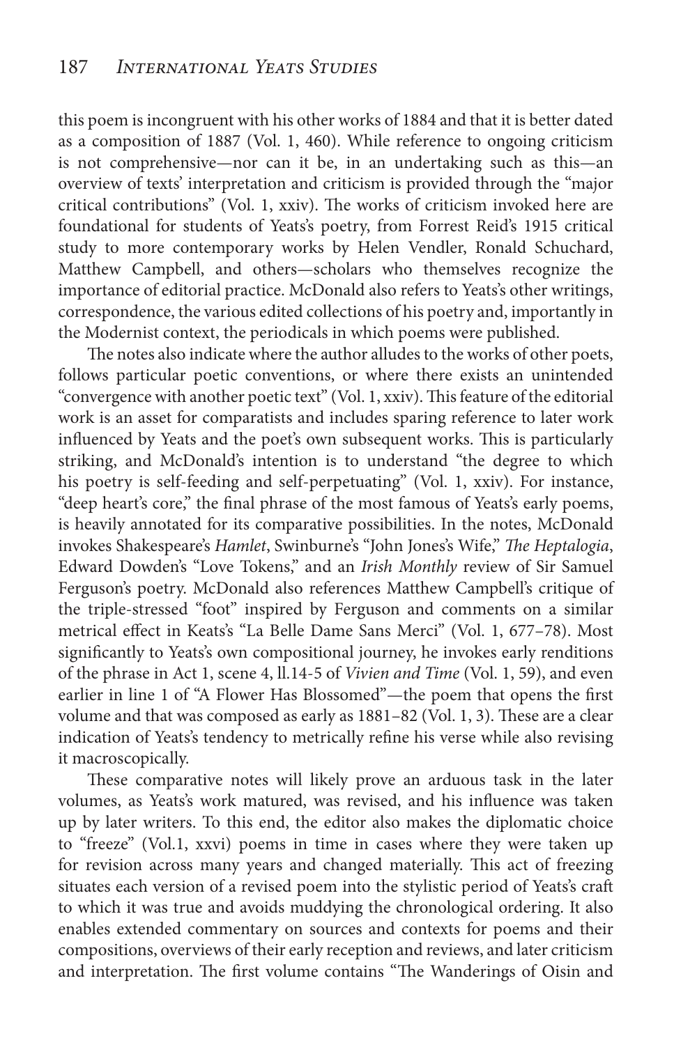this poem is incongruent with his other works of 1884 and that it is better dated as a composition of 1887 (Vol. 1, 460). While reference to ongoing criticism is not comprehensive—nor can it be, in an undertaking such as this—an overview of texts' interpretation and criticism is provided through the "major critical contributions" (Vol. 1, xxiv). The works of criticism invoked here are foundational for students of Yeats's poetry, from Forrest Reid's 1915 critical study to more contemporary works by Helen Vendler, Ronald Schuchard, Matthew Campbell, and others—scholars who themselves recognize the importance of editorial practice. McDonald also refers to Yeats's other writings, correspondence, the various edited collections of his poetry and, importantly in the Modernist context, the periodicals in which poems were published.

The notes also indicate where the author alludes to the works of other poets, follows particular poetic conventions, or where there exists an unintended "convergence with another poetic text" (Vol. 1, xxiv). This feature of the editorial work is an asset for comparatists and includes sparing reference to later work influenced by Yeats and the poet's own subsequent works. This is particularly striking, and McDonald's intention is to understand "the degree to which his poetry is self-feeding and self-perpetuating" (Vol. 1, xxiv). For instance, "deep heart's core," the final phrase of the most famous of Yeats's early poems, is heavily annotated for its comparative possibilities. In the notes, McDonald invokes Shakespeare's *Hamlet*, Swinburne's "John Jones's Wife," *The Heptalogia*, Edward Dowden's "Love Tokens," and an *Irish Monthly* review of Sir Samuel Ferguson's poetry. McDonald also references Matthew Campbell's critique of the triple-stressed "foot" inspired by Ferguson and comments on a similar metrical effect in Keats's "La Belle Dame Sans Merci" (Vol. 1, 677–78). Most significantly to Yeats's own compositional journey, he invokes early renditions of the phrase in Act 1, scene 4, ll.14-5 of *Vivien and Time* (Vol. 1, 59), and even earlier in line 1 of "A Flower Has Blossomed"—the poem that opens the first volume and that was composed as early as 1881–82 (Vol. 1, 3). These are a clear indication of Yeats's tendency to metrically refine his verse while also revising it macroscopically.

These comparative notes will likely prove an arduous task in the later volumes, as Yeats's work matured, was revised, and his influence was taken up by later writers. To this end, the editor also makes the diplomatic choice to "freeze" (Vol.1, xxvi) poems in time in cases where they were taken up for revision across many years and changed materially. This act of freezing situates each version of a revised poem into the stylistic period of Yeats's craft to which it was true and avoids muddying the chronological ordering. It also enables extended commentary on sources and contexts for poems and their compositions, overviews of their early reception and reviews, and later criticism and interpretation. The first volume contains "The Wanderings of Oisin and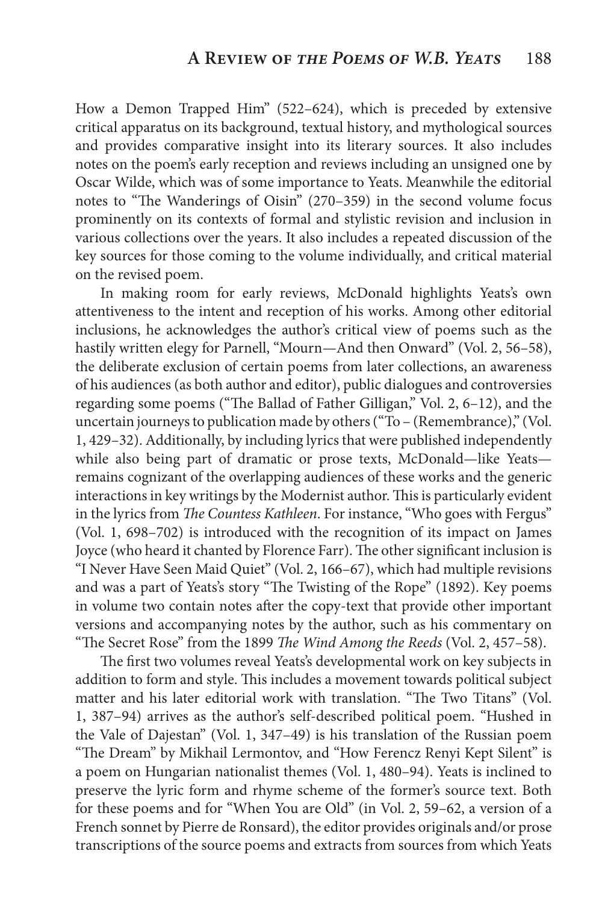How a Demon Trapped Him" (522–624), which is preceded by extensive critical apparatus on its background, textual history, and mythological sources and provides comparative insight into its literary sources. It also includes notes on the poem's early reception and reviews including an unsigned one by Oscar Wilde, which was of some importance to Yeats. Meanwhile the editorial notes to "The Wanderings of Oisin" (270–359) in the second volume focus prominently on its contexts of formal and stylistic revision and inclusion in various collections over the years. It also includes a repeated discussion of the key sources for those coming to the volume individually, and critical material on the revised poem.

In making room for early reviews, McDonald highlights Yeats's own attentiveness to the intent and reception of his works. Among other editorial inclusions, he acknowledges the author's critical view of poems such as the hastily written elegy for Parnell, "Mourn—And then Onward" (Vol. 2, 56–58), the deliberate exclusion of certain poems from later collections, an awareness of his audiences (as both author and editor), public dialogues and controversies regarding some poems ("The Ballad of Father Gilligan," Vol. 2, 6–12), and the uncertain journeys to publication made by others ("To – (Remembrance)," (Vol. 1, 429–32). Additionally, by including lyrics that were published independently while also being part of dramatic or prose texts, McDonald—like Yeats—remains cognizant of the overlapping audiences of these works and the generic interactions in key writings by the Modernist author. This is particularly evident in the lyrics from *The Countess Kathleen*. For instance, "Who goes with Fergus" (Vol. 1, 698–702) is introduced with the recognition of its impact on James Joyce (who heard it chanted by Florence Farr). The other significant inclusion is "I Never Have Seen Maid Quiet" (Vol. 2, 166–67), which had multiple revisions and was a part of Yeats's story "The Twisting of the Rope" (1892). Key poems in volume two contain notes after the copy-text that provide other important versions and accompanying notes by the author, such as his commentary on "The Secret Rose" from the 1899 *The Wind Among the Reeds* (Vol. 2, 457–58).

The first two volumes reveal Yeats's developmental work on key subjects in addition to form and style. This includes a movement towards political subject matter and his later editorial work with translation. "The Two Titans" (Vol. 1, 387–94) arrives as the author's self-described political poem. "Hushed in the Vale of Dajestan" (Vol. 1, 347–49) is his translation of the Russian poem "The Dream" by Mikhail Lermontov, and "How Ferencz Renyi Kept Silent" is a poem on Hungarian nationalist themes (Vol. 1, 480–94). Yeats is inclined to preserve the lyric form and rhyme scheme of the former's source text. Both for these poems and for "When You are Old" (in Vol. 2, 59–62, a version of a French sonnet by Pierre de Ronsard), the editor provides originals and/or prose transcriptions of the source poems and extracts from sources from which Yeats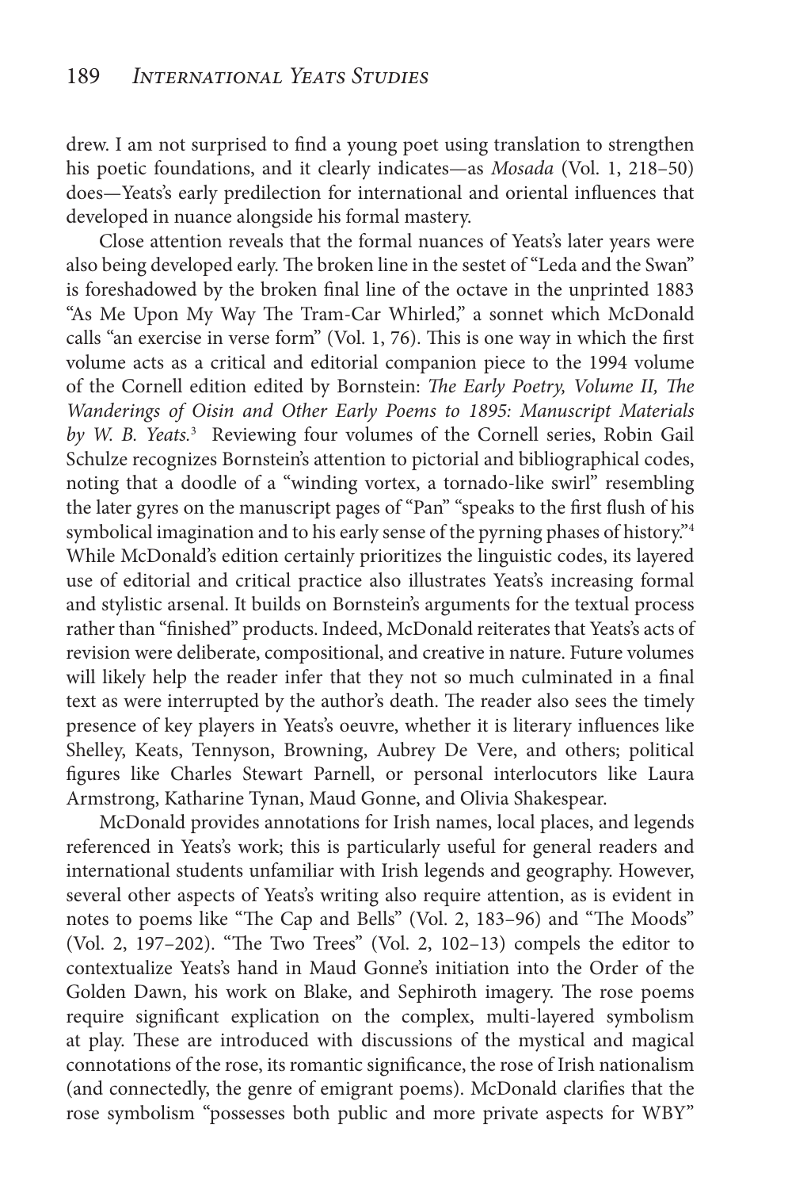drew. I am not surprised to find a young poet using translation to strengthen his poetic foundations, and it clearly indicates—as *Mosada* (Vol. 1, 218–50) does—Yeats's early predilection for international and oriental influences that developed in nuance alongside his formal mastery.

Close attention reveals that the formal nuances of Yeats's later years were also being developed early. The broken line in the sestet of "Leda and the Swan" is foreshadowed by the broken final line of the octave in the unprinted 1883 "As Me Upon My Way The Tram-Car Whirled," a sonnet which McDonald calls "an exercise in verse form" (Vol. 1, 76). This is one way in which the first volume acts as a critical and editorial companion piece to the 1994 volume of the Cornell edition edited by Bornstein: *The Early Poetry, Volume II, The Wanderings of Oisin and Other Early Poems to 1895: Manuscript Materials by W. B. Yeats.*[3] Reviewing four volumes of the Cornell series, Robin Gail Schulze recognizes Bornstein's attention to pictorial and bibliographical codes, noting that a doodle of a "winding vortex, a tornado-like swirl" resembling the later gyres on the manuscript pages of "Pan" "speaks to the first flush of his symbolical imagination and to his early sense of the pyrning phases of history."[4] While McDonald's edition certainly prioritizes the linguistic codes, its layered use of editorial and critical practice also illustrates Yeats's increasing formal and stylistic arsenal. It builds on Bornstein's arguments for the textual process rather than "finished" products. Indeed, McDonald reiterates that Yeats's acts of revision were deliberate, compositional, and creative in nature. Future volumes will likely help the reader infer that they not so much culminated in a final text as were interrupted by the author's death. The reader also sees the timely presence of key players in Yeats's oeuvre, whether it is literary influences like Shelley, Keats, Tennyson, Browning, Aubrey De Vere, and others; political figures like Charles Stewart Parnell, or personal interlocutors like Laura Armstrong, Katharine Tynan, Maud Gonne, and Olivia Shakespear.

McDonald provides annotations for Irish names, local places, and legends referenced in Yeats's work; this is particularly useful for general readers and international students unfamiliar with Irish legends and geography. However, several other aspects of Yeats's writing also require attention, as is evident in notes to poems like "The Cap and Bells" (Vol. 2, 183–96) and "The Moods" (Vol. 2, 197–202). "The Two Trees" (Vol. 2, 102–13) compels the editor to contextualize Yeats's hand in Maud Gonne's initiation into the Order of the Golden Dawn, his work on Blake, and Sephiroth imagery. The rose poems require significant explication on the complex, multi-layered symbolism at play. These are introduced with discussions of the mystical and magical connotations of the rose, its romantic significance, the rose of Irish nationalism (and connectedly, the genre of emigrant poems). McDonald clarifies that the rose symbolism "possesses both public and more private aspects for WBY"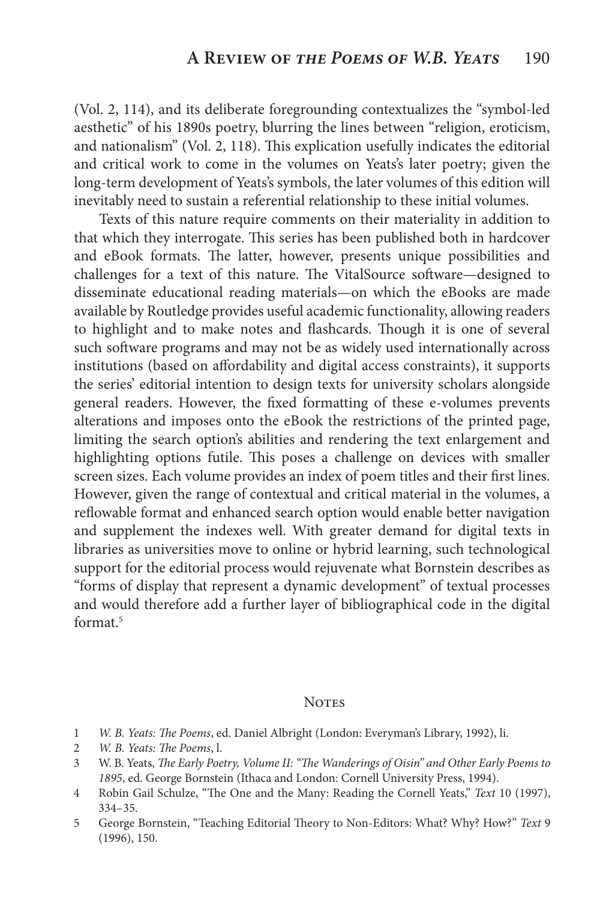(Vol. 2, 114), and its deliberate foregrounding contextualizes the "symbol-led aesthetic" of his 1890s poetry, blurring the lines between "religion, eroticism, and nationalism" (Vol. 2, 118). This explication usefully indicates the editorial and critical work to come in the volumes on Yeats's later poetry; given the long-term development of Yeats's symbols, the later volumes of this edition will inevitably need to sustain a referential relationship to these initial volumes.

Texts of this nature require comments on their materiality in addition to that which they interrogate. This series has been published both in hardcover and eBook formats. The latter, however, presents unique possibilities and challenges for a text of this nature. The VitalSource software—designed to disseminate educational reading materials—on which the eBooks are made available by Routledge provides useful academic functionality, allowing readers to highlight and to make notes and flashcards. Though it is one of several such software programs and may not be as widely used internationally across institutions (based on affordability and digital access constraints), it supports the series' editorial intention to design texts for university scholars alongside general readers. However, the fixed formatting of these e-volumes prevents alterations and imposes onto the eBook the restrictions of the printed page, limiting the search option's abilities and rendering the text enlargement and highlighting options futile. This poses a challenge on devices with smaller screen sizes. Each volume provides an index of poem titles and their first lines. However, given the range of contextual and critical material in the volumes, a reflowable format and enhanced search option would enable better navigation and supplement the indexes well. With greater demand for digital texts in libraries as universities move to online or hybrid learning, such technological support for the editorial process would rejuvenate what Bornstein describes as "forms of display that represent a dynamic development" of textual processes and would therefore add a further layer of bibliographical code in the digital format.[5]

## Notes

1. *W. B. Yeats: The Poems*, ed. Daniel Albright (London: Everyman's Library, 1992), li.
2. *W. B. Yeats: The Poems*, l.
3. W. B. Yeats, *The Early Poetry, Volume II: "The Wanderings of Oisin" and Other Early Poems to 1895*, ed. George Bornstein (Ithaca and London: Cornell University Press, 1994).
4. Robin Gail Schulze, "The One and the Many: Reading the Cornell Yeats," *Text* 10 (1997), 334–35.
5. George Bornstein, "Teaching Editorial Theory to Non-Editors: What? Why? How?" *Text* 9 (1996), 150.